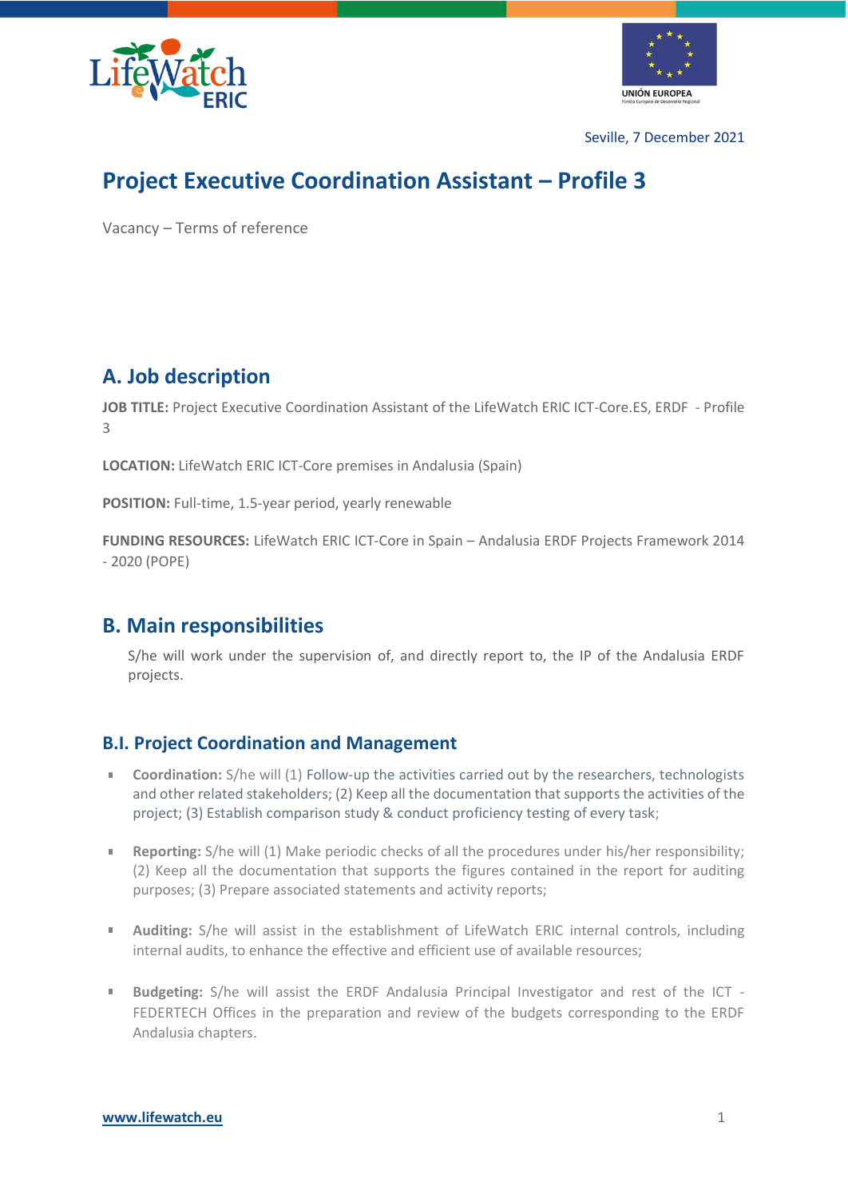Seville, 7 December 2021

# Project Executive Coordination Assistant – Profile 3

Vacancy – Terms of reference

## A. Job description

**JOB TITLE:** Project Executive Coordination Assistant of the LifeWatch ERIC ICT-Core.ES, ERDF - Profile 3

**LOCATION:** LifeWatch ERIC ICT-Core premises in Andalusia (Spain)

**POSITION:** Full-time, 1.5-year period, yearly renewable

**FUNDING RESOURCES:** LifeWatch ERIC ICT-Core in Spain – Andalusia ERDF Projects Framework 2014 - 2020 (POPE)

## B. Main responsibilities

S/he will work under the supervision of, and directly report to, the IP of the Andalusia ERDF projects.

### B.I. Project Coordination and Management

- **Coordination:** S/he will (1) Follow-up the activities carried out by the researchers, technologists and other related stakeholders; (2) Keep all the documentation that supports the activities of the project; (3) Establish comparison study & conduct proficiency testing of every task;
- **Reporting:** S/he will (1) Make periodic checks of all the procedures under his/her responsibility; (2) Keep all the documentation that supports the figures contained in the report for auditing purposes; (3) Prepare associated statements and activity reports;
- **Auditing:** S/he will assist in the establishment of LifeWatch ERIC internal controls, including internal audits, to enhance the effective and efficient use of available resources;
- **Budgeting:** S/he will assist the ERDF Andalusia Principal Investigator and rest of the ICT - FEDERTECH Offices in the preparation and review of the budgets corresponding to the ERDF Andalusia chapters.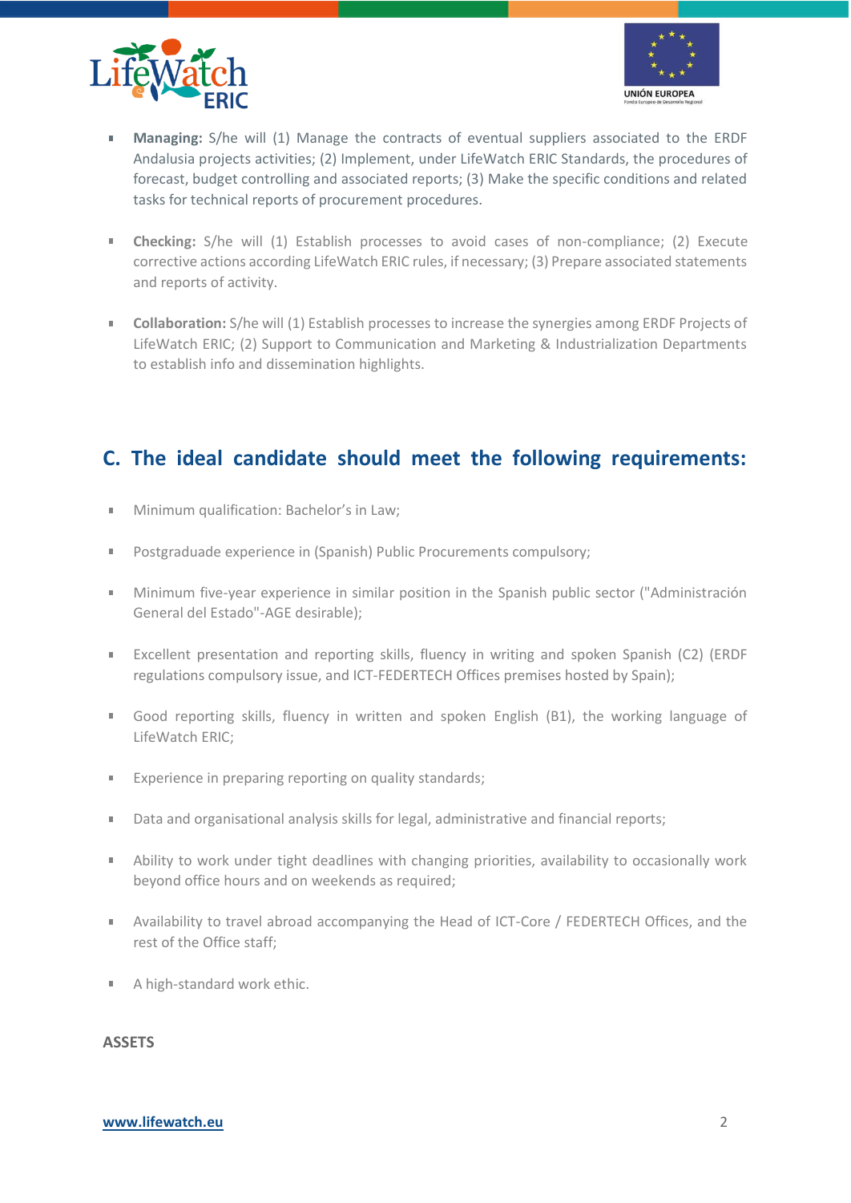- **Managing:** S/he will (1) Manage the contracts of eventual suppliers associated to the ERDF Andalusia projects activities; (2) Implement, under LifeWatch ERIC Standards, the procedures of forecast, budget controlling and associated reports; (3) Make the specific conditions and related tasks for technical reports of procurement procedures.

- **Checking:** S/he will (1) Establish processes to avoid cases of non-compliance; (2) Execute corrective actions according LifeWatch ERIC rules, if necessary; (3) Prepare associated statements and reports of activity.

- **Collaboration:** S/he will (1) Establish processes to increase the synergies among ERDF Projects of LifeWatch ERIC; (2) Support to Communication and Marketing & Industrialization Departments to establish info and dissemination highlights.

## C. The ideal candidate should meet the following requirements:

- Minimum qualification: Bachelor's in Law;

- Postgraduade experience in (Spanish) Public Procurements compulsory;

- Minimum five-year experience in similar position in the Spanish public sector ("Administración General del Estado"-AGE desirable);

- Excellent presentation and reporting skills, fluency in writing and spoken Spanish (C2) (ERDF regulations compulsory issue, and ICT-FEDERTECH Offices premises hosted by Spain);

- Good reporting skills, fluency in written and spoken English (B1), the working language of LifeWatch ERIC;

- Experience in preparing reporting on quality standards;

- Data and organisational analysis skills for legal, administrative and financial reports;

- Ability to work under tight deadlines with changing priorities, availability to occasionally work beyond office hours and on weekends as required;

- Availability to travel abroad accompanying the Head of ICT-Core / FEDERTECH Offices, and the rest of the Office staff;

- A high-standard work ethic.

**ASSETS**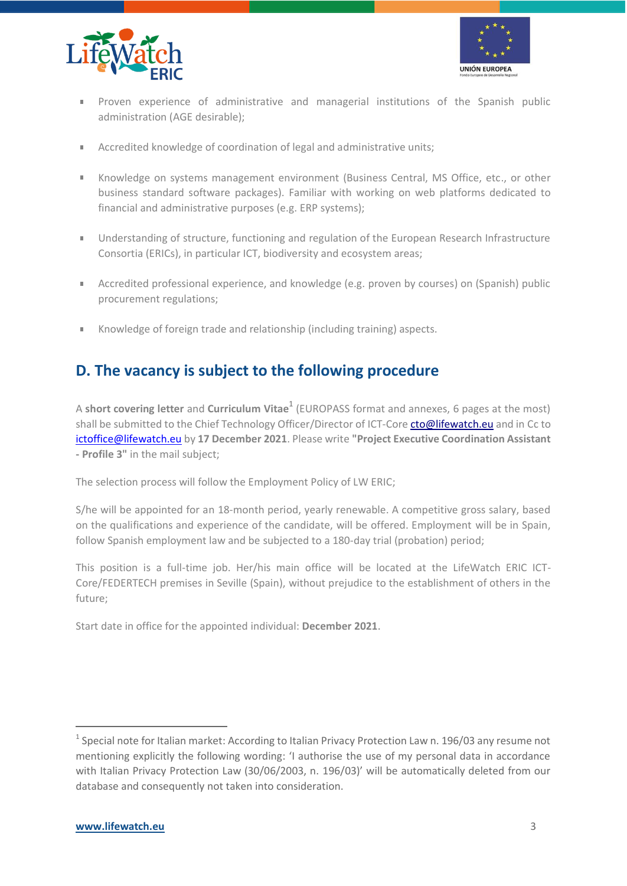- Proven experience of administrative and managerial institutions of the Spanish public administration (AGE desirable);
- Accredited knowledge of coordination of legal and administrative units;
- Knowledge on systems management environment (Business Central, MS Office, etc., or other business standard software packages). Familiar with working on web platforms dedicated to financial and administrative purposes (e.g. ERP systems);
- Understanding of structure, functioning and regulation of the European Research Infrastructure Consortia (ERICs), in particular ICT, biodiversity and ecosystem areas;
- Accredited professional experience, and knowledge (e.g. proven by courses) on (Spanish) public procurement regulations;
- Knowledge of foreign trade and relationship (including training) aspects.

## D. The vacancy is subject to the following procedure

A **short covering letter** and **Curriculum Vitae**[1] (EUROPASS format and annexes, 6 pages at the most) shall be submitted to the Chief Technology Officer/Director of ICT-Core cto@lifewatch.eu and in Cc to ictoffice@lifewatch.eu by **17 December 2021**. Please write **"Project Executive Coordination Assistant - Profile 3"** in the mail subject;

The selection process will follow the Employment Policy of LW ERIC;

S/he will be appointed for an 18-month period, yearly renewable. A competitive gross salary, based on the qualifications and experience of the candidate, will be offered. Employment will be in Spain, follow Spanish employment law and be subjected to a 180-day trial (probation) period;

This position is a full-time job. Her/his main office will be located at the LifeWatch ERIC ICT-Core/FEDERTECH premises in Seville (Spain), without prejudice to the establishment of others in the future;

Start date in office for the appointed individual: **December 2021**.

---

[1] Special note for Italian market: According to Italian Privacy Protection Law n. 196/03 any resume not mentioning explicitly the following wording: 'I authorise the use of my personal data in accordance with Italian Privacy Protection Law (30/06/2003, n. 196/03)' will be automatically deleted from our database and consequently not taken into consideration.